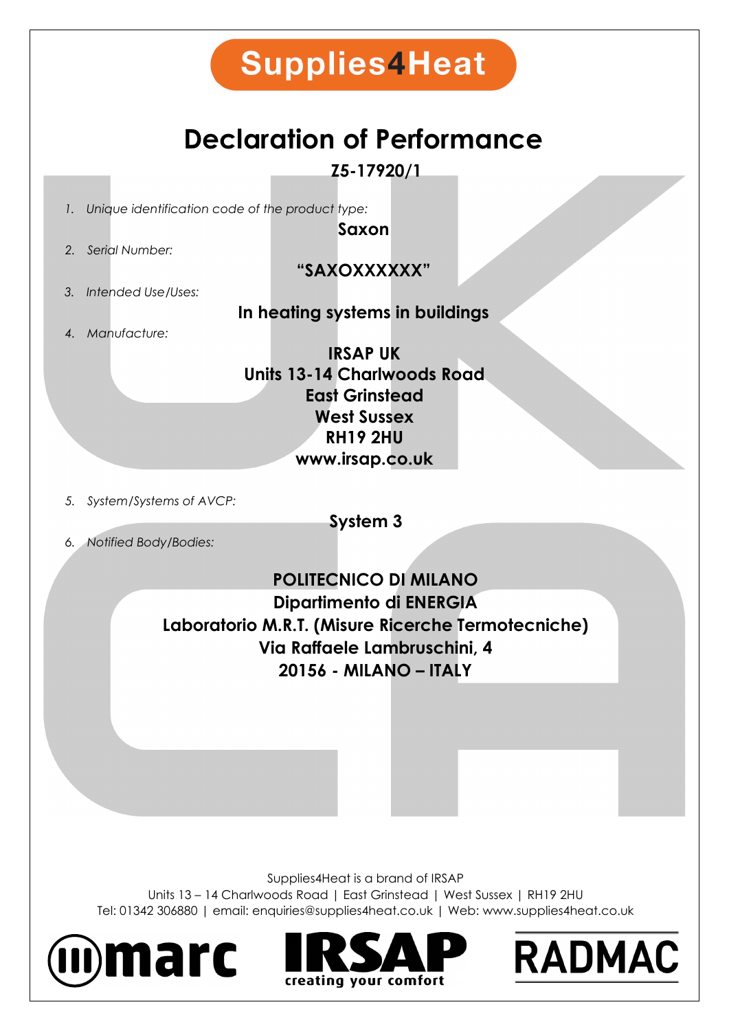**Supplies4Heat**

# Declaration of Performance

**Z5-17920/1**

1. *Unique identification code of the product type:*

   **Saxon**

2. *Serial Number:*

   **"SAXOXXXXXX"**

3. *Intended Use/Uses:*

   **In heating systems in buildings**

4. *Manufacture:*

   **IRSAP UK**
   **Units 13-14 Charlwoods Road**
   **East Grinstead**
   **West Sussex**
   **RH19 2HU**
   **www.irsap.co.uk**

5. *System/Systems of AVCP:*

   **System 3**

6. *Notified Body/Bodies:*

   **POLITECNICO DI MILANO**
   **Dipartimento di ENERGIA**
   **Laboratorio M.R.T. (Misure Ricerche Termotecniche)**
   **Via Raffaele Lambruschini, 4**
   **20156 - MILANO – ITALY**

Supplies4Heat is a brand of IRSAP
Units 13 – 14 Charlwoods Road | East Grinstead | West Sussex | RH19 2HU
Tel: 01342 306880 | email: enquiries@supplies4heat.co.uk | Web: www.supplies4heat.co.uk

marc | IRSAP creating your comfort | RADMAC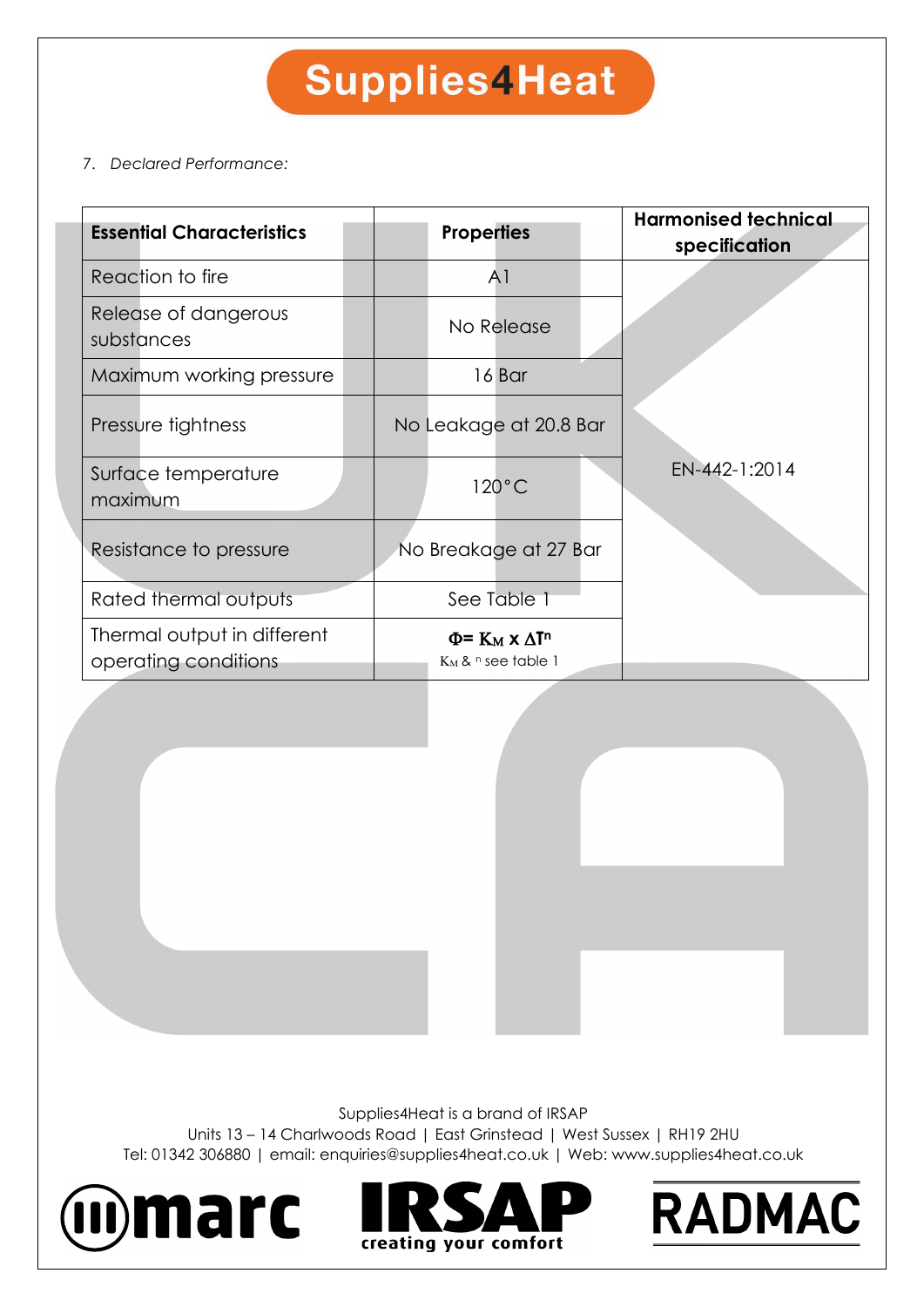# Supplies4Heat

7. *Declared Performance:*

| Essential Characteristics | Properties | Harmonised technical specification |
|---|---|---|
| Reaction to fire | A1 | EN-442-1:2014 |
| Release of dangerous substances | No Release | |
| Maximum working pressure | 16 Bar | |
| Pressure tightness | No Leakage at 20.8 Bar | |
| Surface temperature maximum | 120°C | |
| Resistance to pressure | No Breakage at 27 Bar | |
| Rated thermal outputs | See Table 1 | |
| Thermal output in different operating conditions | $\Phi = K_M \times \Delta T^n$ <br> $K_M$ & $^n$ see table 1 | |

Supplies4Heat is a brand of IRSAP
Units 13 – 14 Charlwoods Road | East Grinstead | West Sussex | RH19 2HU
Tel: 01342 306880 | email: enquiries@supplies4heat.co.uk | Web: www.supplies4heat.co.uk

marc | IRSAP creating your comfort | RADMAC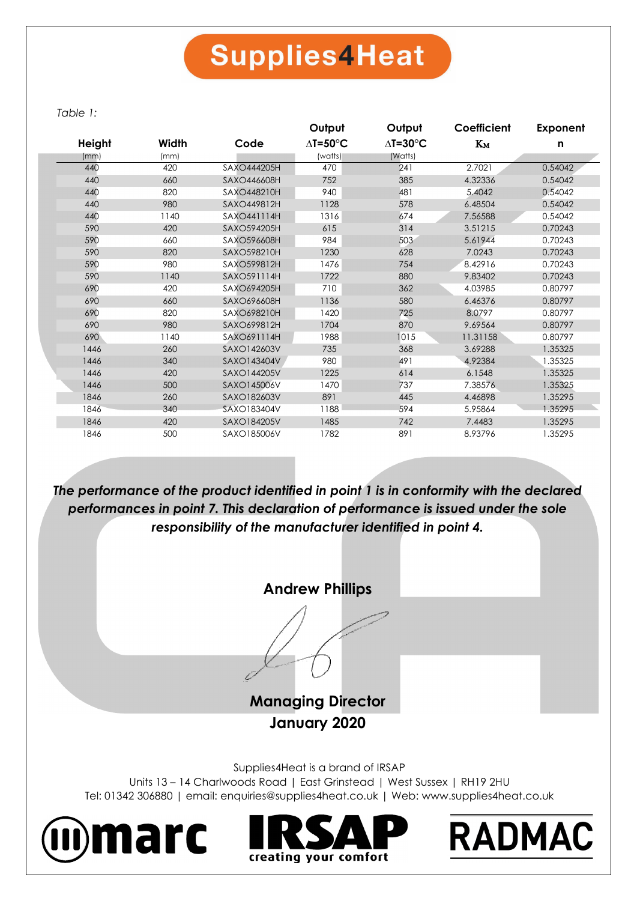# Supplies4Heat

*Table 1:*

| Height | Width | Code | Output $\Delta T=50°C$ | Output $\Delta T=30°C$ | Coefficient $K_M$ | Exponent n |
|---|---|---|---|---|---|---|
| (mm) | (mm) | | (watts) | (Watts) | | |
| 440 | 420 | SAXO444205H | 470 | 241 | 2.7021 | 0.54042 |
| 440 | 660 | SAXO446608H | 752 | 385 | 4.32336 | 0.54042 |
| 440 | 820 | SAXO448210H | 940 | 481 | 5.4042 | 0.54042 |
| 440 | 980 | SAXO449812H | 1128 | 578 | 6.48504 | 0.54042 |
| 440 | 1140 | SAXO441114H | 1316 | 674 | 7.56588 | 0.54042 |
| 590 | 420 | SAXO594205H | 615 | 314 | 3.51215 | 0.70243 |
| 590 | 660 | SAXO596608H | 984 | 503 | 5.61944 | 0.70243 |
| 590 | 820 | SAXO598210H | 1230 | 628 | 7.0243 | 0.70243 |
| 590 | 980 | SAXO599812H | 1476 | 754 | 8.42916 | 0.70243 |
| 590 | 1140 | SAXO591114H | 1722 | 880 | 9.83402 | 0.70243 |
| 690 | 420 | SAXO694205H | 710 | 362 | 4.03985 | 0.80797 |
| 690 | 660 | SAXO696608H | 1136 | 580 | 6.46376 | 0.80797 |
| 690 | 820 | SAXO698210H | 1420 | 725 | 8.0797 | 0.80797 |
| 690 | 980 | SAXO699812H | 1704 | 870 | 9.69564 | 0.80797 |
| 690 | 1140 | SAXO691114H | 1988 | 1015 | 11.31158 | 0.80797 |
| 1446 | 260 | SAXO142603V | 735 | 368 | 3.69288 | 1.35325 |
| 1446 | 340 | SAXO143404V | 980 | 491 | 4.92384 | 1.35325 |
| 1446 | 420 | SAXO144205V | 1225 | 614 | 6.1548 | 1.35325 |
| 1446 | 500 | SAXO145006V | 1470 | 737 | 7.38576 | 1.35325 |
| 1846 | 260 | SAXO182603V | 891 | 445 | 4.46898 | 1.35295 |
| 1846 | 340 | SAXO183404V | 1188 | 594 | 5.95864 | 1.35295 |
| 1846 | 420 | SAXO184205V | 1485 | 742 | 7.4483 | 1.35295 |
| 1846 | 500 | SAXO185006V | 1782 | 891 | 8.93796 | 1.35295 |

***The performance of the product identified in point 1 is in conformity with the declared performances in point 7. This declaration of performance is issued under the sole responsibility of the manufacturer identified in point 4.***

**Andrew Phillips**

**Managing Director**
**January 2020**

Supplies4Heat is a brand of IRSAP
Units 13 – 14 Charlwoods Road | East Grinstead | West Sussex | RH19 2HU
Tel: 01342 306880 | email: enquiries@supplies4heat.co.uk | Web: www.supplies4heat.co.uk

marc | IRSAP creating your comfort | RADMAC